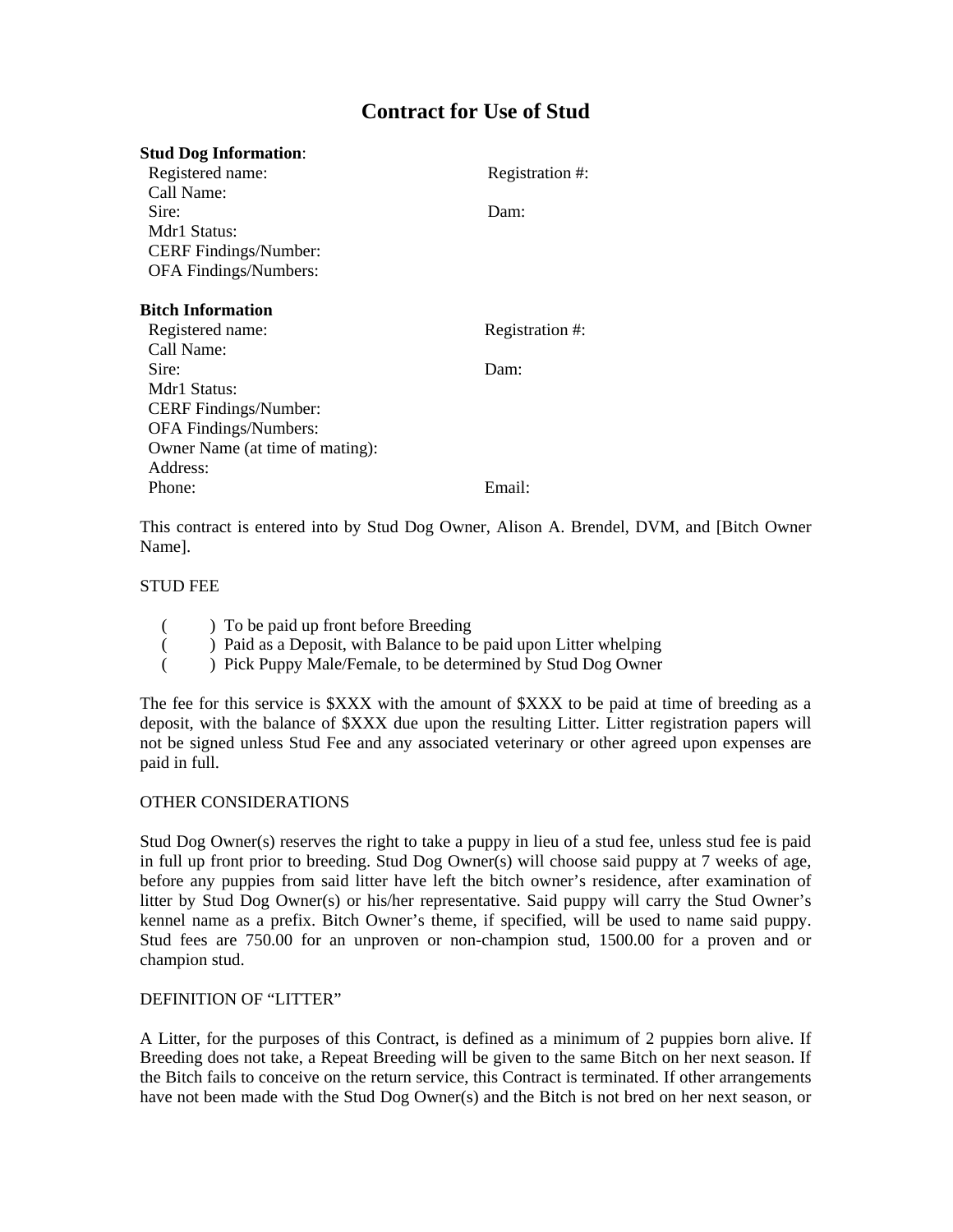# Contract for Use of Stud

**Stud Dog Information**:

Registered name: Registration #:
Call Name:
Sire: Dam:
Mdr1 Status:
CERF Findings/Number:
OFA Findings/Numbers:

**Bitch Information**

Registered name: Registration #:
Call Name:
Sire: Dam:
Mdr1 Status:
CERF Findings/Number:
OFA Findings/Numbers:
Owner Name (at time of mating):
Address:
Phone: Email:

This contract is entered into by Stud Dog Owner, Alison A. Brendel, DVM, and [Bitch Owner Name].

STUD FEE

- (    ) To be paid up front before Breeding
- (    ) Paid as a Deposit, with Balance to be paid upon Litter whelping
- (    ) Pick Puppy Male/Female, to be determined by Stud Dog Owner

The fee for this service is $XXX with the amount of $XXX to be paid at time of breeding as a deposit, with the balance of $XXX due upon the resulting Litter. Litter registration papers will not be signed unless Stud Fee and any associated veterinary or other agreed upon expenses are paid in full.

OTHER CONSIDERATIONS

Stud Dog Owner(s) reserves the right to take a puppy in lieu of a stud fee, unless stud fee is paid in full up front prior to breeding. Stud Dog Owner(s) will choose said puppy at 7 weeks of age, before any puppies from said litter have left the bitch owner's residence, after examination of litter by Stud Dog Owner(s) or his/her representative. Said puppy will carry the Stud Owner's kennel name as a prefix. Bitch Owner's theme, if specified, will be used to name said puppy. Stud fees are 750.00 for an unproven or non-champion stud, 1500.00 for a proven and or champion stud.

DEFINITION OF "LITTER"

A Litter, for the purposes of this Contract, is defined as a minimum of 2 puppies born alive. If Breeding does not take, a Repeat Breeding will be given to the same Bitch on her next season. If the Bitch fails to conceive on the return service, this Contract is terminated. If other arrangements have not been made with the Stud Dog Owner(s) and the Bitch is not bred on her next season, or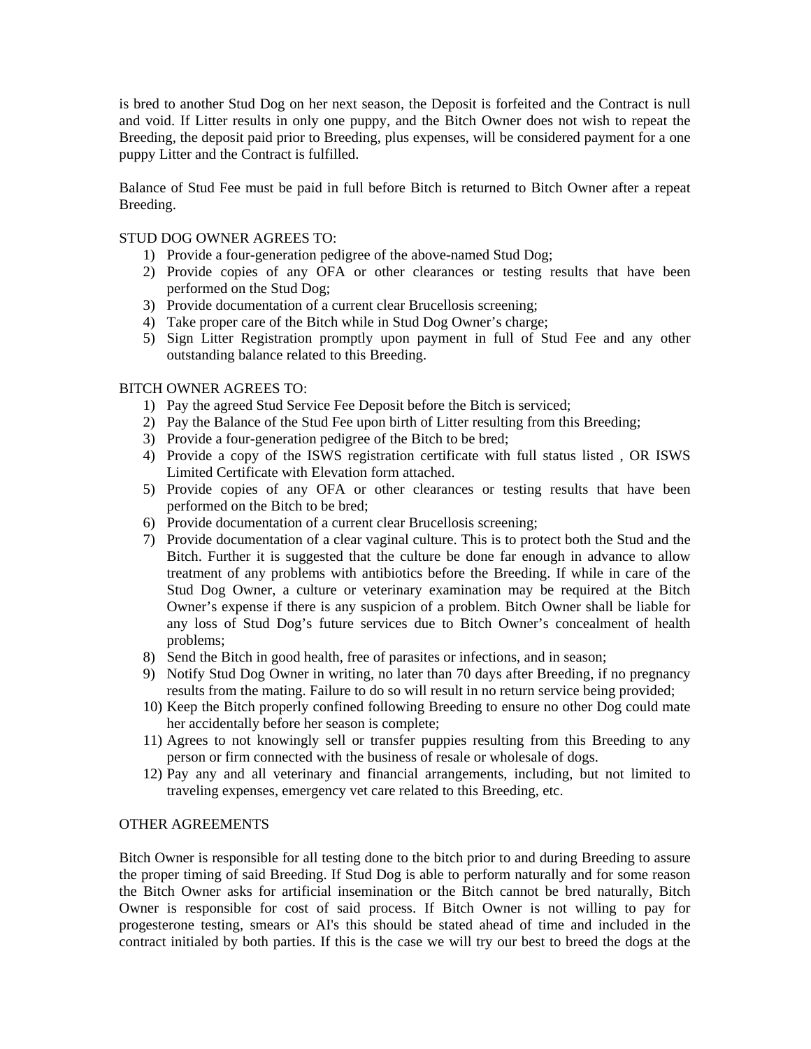is bred to another Stud Dog on her next season, the Deposit is forfeited and the Contract is null and void. If Litter results in only one puppy, and the Bitch Owner does not wish to repeat the Breeding, the deposit paid prior to Breeding, plus expenses, will be considered payment for a one puppy Litter and the Contract is fulfilled.

Balance of Stud Fee must be paid in full before Bitch is returned to Bitch Owner after a repeat Breeding.

STUD DOG OWNER AGREES TO:

1) Provide a four-generation pedigree of the above-named Stud Dog;
2) Provide copies of any OFA or other clearances or testing results that have been performed on the Stud Dog;
3) Provide documentation of a current clear Brucellosis screening;
4) Take proper care of the Bitch while in Stud Dog Owner's charge;
5) Sign Litter Registration promptly upon payment in full of Stud Fee and any other outstanding balance related to this Breeding.

BITCH OWNER AGREES TO:

1) Pay the agreed Stud Service Fee Deposit before the Bitch is serviced;
2) Pay the Balance of the Stud Fee upon birth of Litter resulting from this Breeding;
3) Provide a four-generation pedigree of the Bitch to be bred;
4) Provide a copy of the ISWS registration certificate with full status listed , OR ISWS Limited Certificate with Elevation form attached.
5) Provide copies of any OFA or other clearances or testing results that have been performed on the Bitch to be bred;
6) Provide documentation of a current clear Brucellosis screening;
7) Provide documentation of a clear vaginal culture. This is to protect both the Stud and the Bitch. Further it is suggested that the culture be done far enough in advance to allow treatment of any problems with antibiotics before the Breeding. If while in care of the Stud Dog Owner, a culture or veterinary examination may be required at the Bitch Owner's expense if there is any suspicion of a problem. Bitch Owner shall be liable for any loss of Stud Dog's future services due to Bitch Owner's concealment of health problems;
8) Send the Bitch in good health, free of parasites or infections, and in season;
9) Notify Stud Dog Owner in writing, no later than 70 days after Breeding, if no pregnancy results from the mating. Failure to do so will result in no return service being provided;
10) Keep the Bitch properly confined following Breeding to ensure no other Dog could mate her accidentally before her season is complete;
11) Agrees to not knowingly sell or transfer puppies resulting from this Breeding to any person or firm connected with the business of resale or wholesale of dogs.
12) Pay any and all veterinary and financial arrangements, including, but not limited to traveling expenses, emergency vet care related to this Breeding, etc.

OTHER AGREEMENTS

Bitch Owner is responsible for all testing done to the bitch prior to and during Breeding to assure the proper timing of said Breeding. If Stud Dog is able to perform naturally and for some reason the Bitch Owner asks for artificial insemination or the Bitch cannot be bred naturally, Bitch Owner is responsible for cost of said process. If Bitch Owner is not willing to pay for progesterone testing, smears or AI's this should be stated ahead of time and included in the contract initialed by both parties. If this is the case we will try our best to breed the dogs at the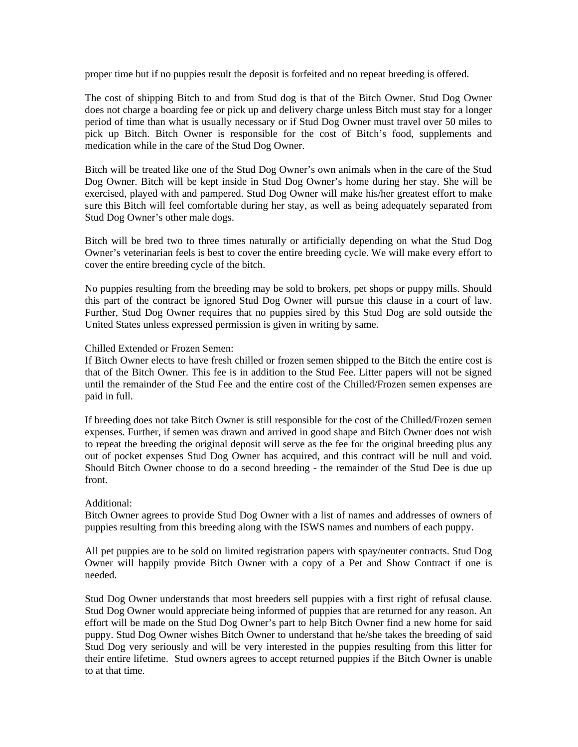proper time but if no puppies result the deposit is forfeited and no repeat breeding is offered.

The cost of shipping Bitch to and from Stud dog is that of the Bitch Owner. Stud Dog Owner does not charge a boarding fee or pick up and delivery charge unless Bitch must stay for a longer period of time than what is usually necessary or if Stud Dog Owner must travel over 50 miles to pick up Bitch. Bitch Owner is responsible for the cost of Bitch's food, supplements and medication while in the care of the Stud Dog Owner.

Bitch will be treated like one of the Stud Dog Owner's own animals when in the care of the Stud Dog Owner. Bitch will be kept inside in Stud Dog Owner's home during her stay. She will be exercised, played with and pampered. Stud Dog Owner will make his/her greatest effort to make sure this Bitch will feel comfortable during her stay, as well as being adequately separated from Stud Dog Owner's other male dogs.

Bitch will be bred two to three times naturally or artificially depending on what the Stud Dog Owner's veterinarian feels is best to cover the entire breeding cycle. We will make every effort to cover the entire breeding cycle of the bitch.

No puppies resulting from the breeding may be sold to brokers, pet shops or puppy mills. Should this part of the contract be ignored Stud Dog Owner will pursue this clause in a court of law. Further, Stud Dog Owner requires that no puppies sired by this Stud Dog are sold outside the United States unless expressed permission is given in writing by same.

Chilled Extended or Frozen Semen:
If Bitch Owner elects to have fresh chilled or frozen semen shipped to the Bitch the entire cost is that of the Bitch Owner. This fee is in addition to the Stud Fee. Litter papers will not be signed until the remainder of the Stud Fee and the entire cost of the Chilled/Frozen semen expenses are paid in full.

If breeding does not take Bitch Owner is still responsible for the cost of the Chilled/Frozen semen expenses. Further, if semen was drawn and arrived in good shape and Bitch Owner does not wish to repeat the breeding the original deposit will serve as the fee for the original breeding plus any out of pocket expenses Stud Dog Owner has acquired, and this contract will be null and void. Should Bitch Owner choose to do a second breeding - the remainder of the Stud Dee is due up front.

Additional:
Bitch Owner agrees to provide Stud Dog Owner with a list of names and addresses of owners of puppies resulting from this breeding along with the ISWS names and numbers of each puppy.

All pet puppies are to be sold on limited registration papers with spay/neuter contracts. Stud Dog Owner will happily provide Bitch Owner with a copy of a Pet and Show Contract if one is needed.

Stud Dog Owner understands that most breeders sell puppies with a first right of refusal clause. Stud Dog Owner would appreciate being informed of puppies that are returned for any reason. An effort will be made on the Stud Dog Owner's part to help Bitch Owner find a new home for said puppy. Stud Dog Owner wishes Bitch Owner to understand that he/she takes the breeding of said Stud Dog very seriously and will be very interested in the puppies resulting from this litter for their entire lifetime. Stud owners agrees to accept returned puppies if the Bitch Owner is unable to at that time.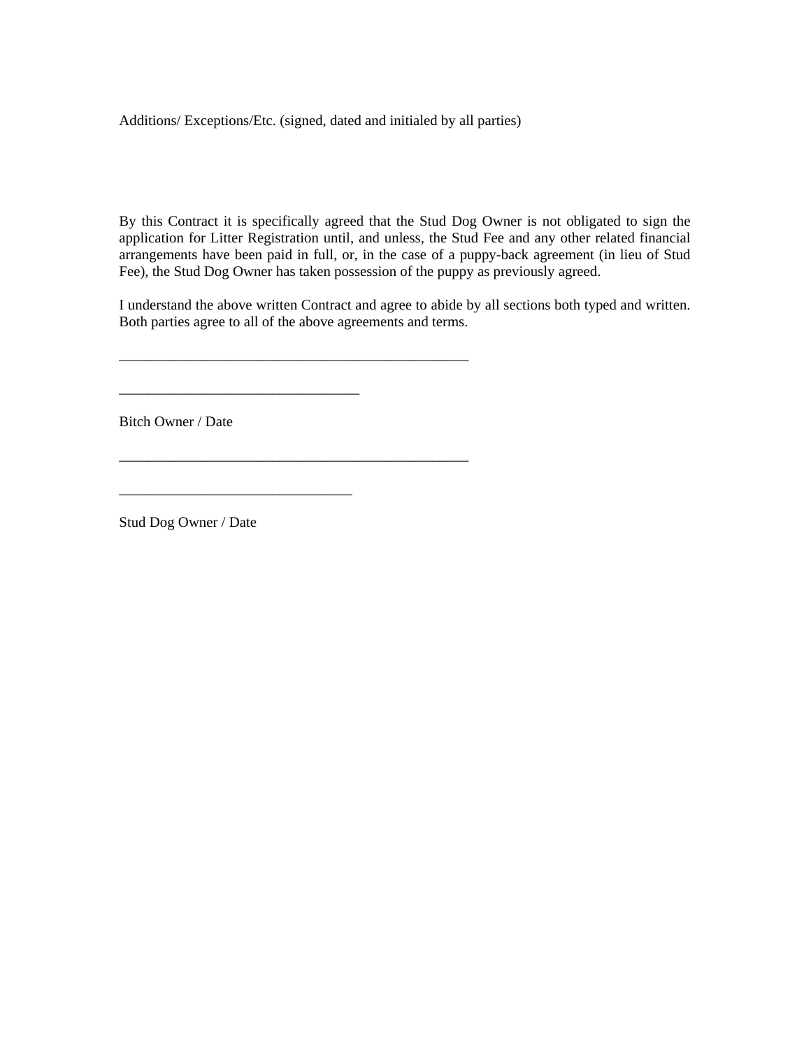Additions/ Exceptions/Etc. (signed, dated and initialed by all parties)

By this Contract it is specifically agreed that the Stud Dog Owner is not obligated to sign the application for Litter Registration until, and unless, the Stud Fee and any other related financial arrangements have been paid in full, or, in the case of a puppy-back agreement (in lieu of Stud Fee), the Stud Dog Owner has taken possession of the puppy as previously agreed.

I understand the above written Contract and agree to abide by all sections both typed and written. Both parties agree to all of the above agreements and terms.

_______________________________________________

________________________________

Bitch Owner / Date

_______________________________________________

_______________________________

Stud Dog Owner / Date